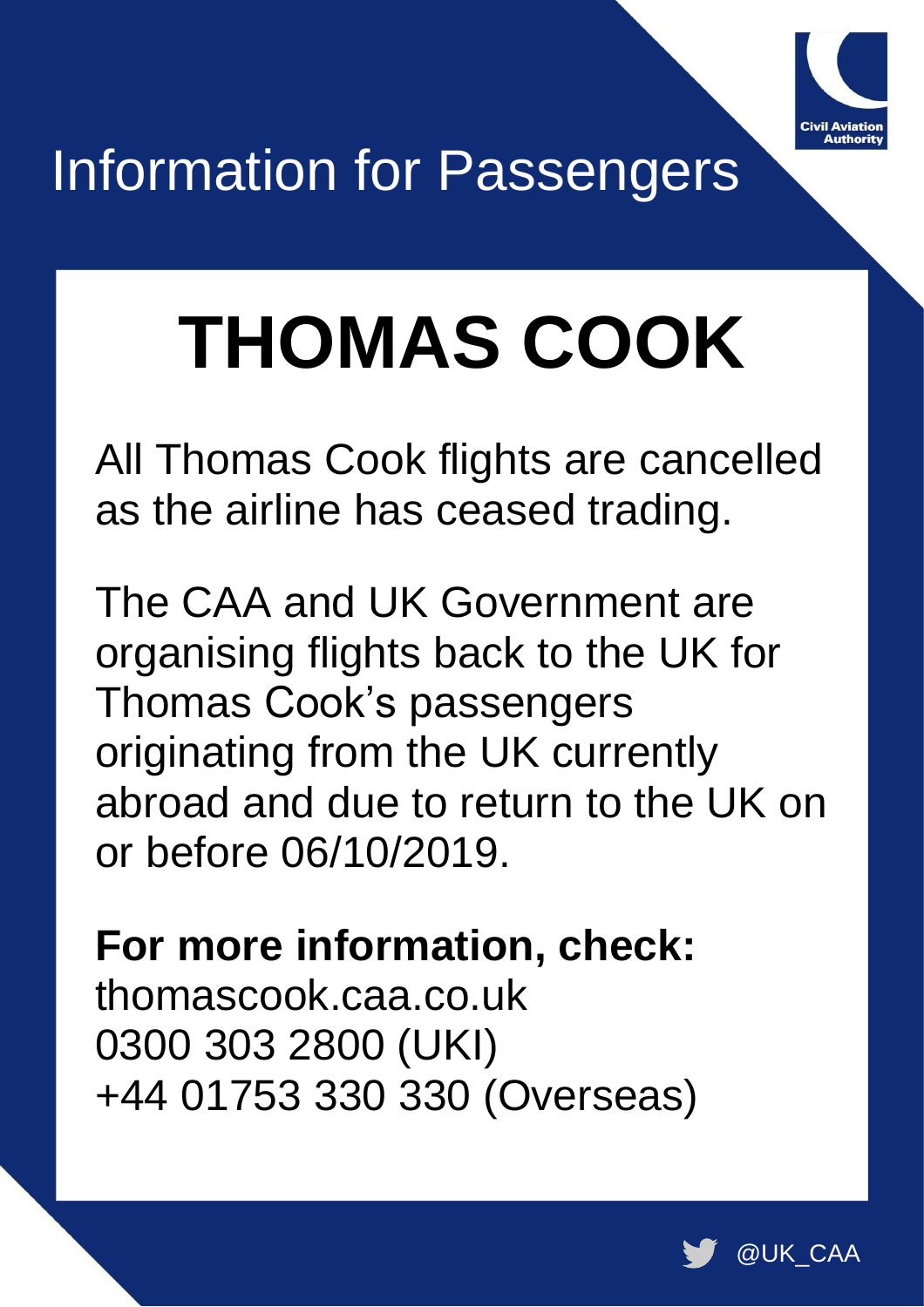Civil Aviation Authority

# Information for Passengers

# THOMAS COOK

All Thomas Cook flights are cancelled as the airline has ceased trading.

The CAA and UK Government are organising flights back to the UK for Thomas Cook's passengers originating from the UK currently abroad and due to return to the UK on or before 06/10/2019.

**For more information, check:**
thomascook.caa.co.uk
0300 303 2800 (UKI)
+44 01753 330 330 (Overseas)

@UK_CAA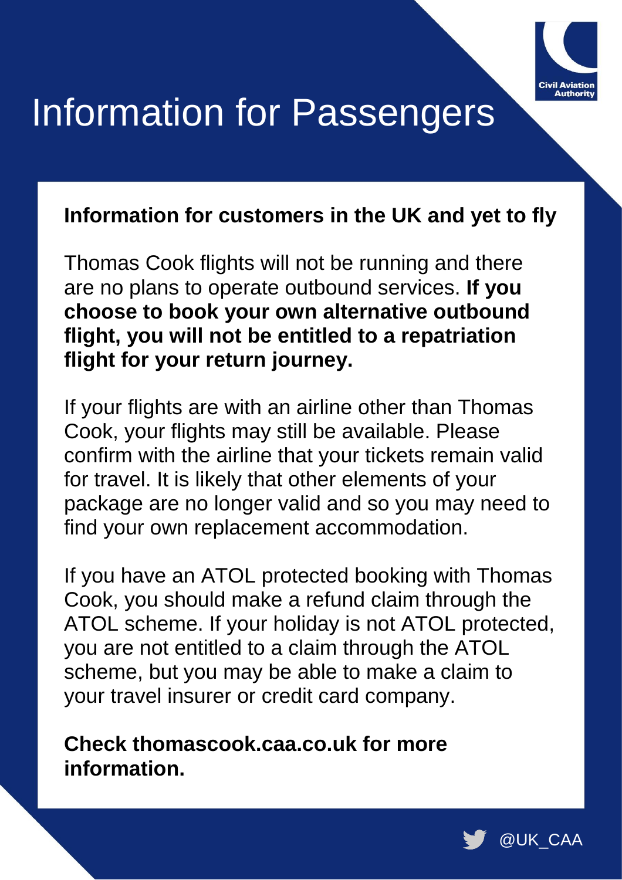# Information for Passengers

Civil Aviation Authority

**Information for customers in the UK and yet to fly**

Thomas Cook flights will not be running and there are no plans to operate outbound services. **If you choose to book your own alternative outbound flight, you will not be entitled to a repatriation flight for your return journey.**

If your flights are with an airline other than Thomas Cook, your flights may still be available. Please confirm with the airline that your tickets remain valid for travel. It is likely that other elements of your package are no longer valid and so you may need to find your own replacement accommodation.

If you have an ATOL protected booking with Thomas Cook, you should make a refund claim through the ATOL scheme. If your holiday is not ATOL protected, you are not entitled to a claim through the ATOL scheme, but you may be able to make a claim to your travel insurer or credit card company.

**Check thomascook.caa.co.uk for more information.**

@UK_CAA